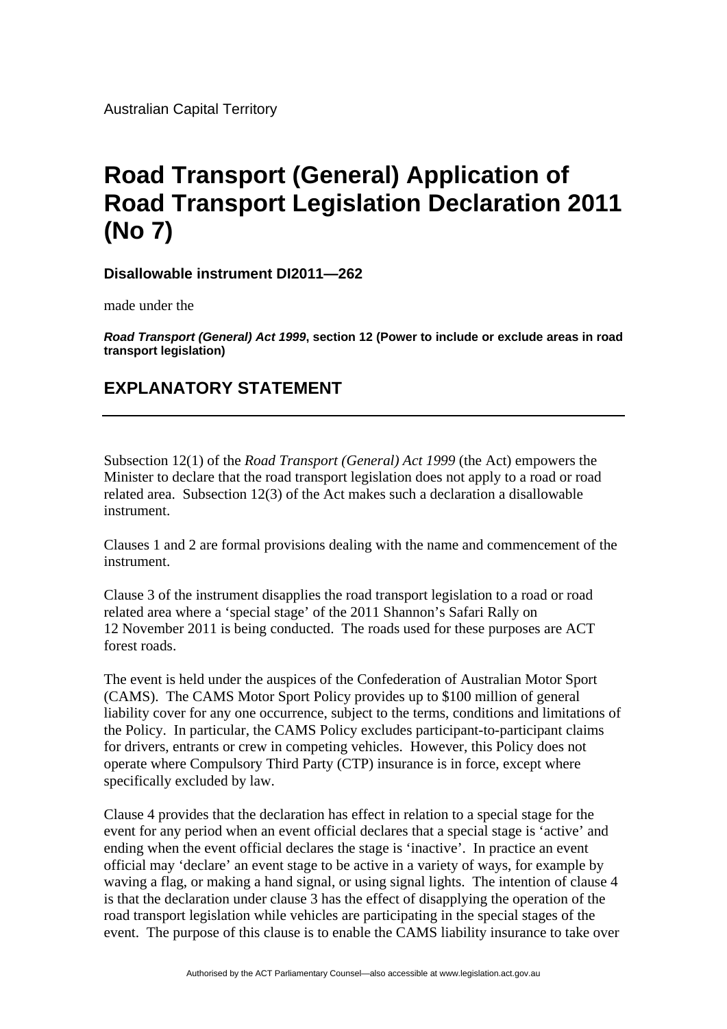Australian Capital Territory

# Road Transport (General) Application of Road Transport Legislation Declaration 2011 (No 7)

**Disallowable instrument DI2011—262**

made under the

***Road Transport (General) Act 1999*, section 12 (Power to include or exclude areas in road transport legislation)**

## EXPLANATORY STATEMENT

---

Subsection 12(1) of the *Road Transport (General) Act 1999* (the Act) empowers the Minister to declare that the road transport legislation does not apply to a road or road related area. Subsection 12(3) of the Act makes such a declaration a disallowable instrument.

Clauses 1 and 2 are formal provisions dealing with the name and commencement of the instrument.

Clause 3 of the instrument disapplies the road transport legislation to a road or road related area where a 'special stage' of the 2011 Shannon's Safari Rally on 12 November 2011 is being conducted. The roads used for these purposes are ACT forest roads.

The event is held under the auspices of the Confederation of Australian Motor Sport (CAMS). The CAMS Motor Sport Policy provides up to $100 million of general liability cover for any one occurrence, subject to the terms, conditions and limitations of the Policy. In particular, the CAMS Policy excludes participant-to-participant claims for drivers, entrants or crew in competing vehicles. However, this Policy does not operate where Compulsory Third Party (CTP) insurance is in force, except where specifically excluded by law.

Clause 4 provides that the declaration has effect in relation to a special stage for the event for any period when an event official declares that a special stage is 'active' and ending when the event official declares the stage is 'inactive'. In practice an event official may 'declare' an event stage to be active in a variety of ways, for example by waving a flag, or making a hand signal, or using signal lights. The intention of clause 4 is that the declaration under clause 3 has the effect of disapplying the operation of the road transport legislation while vehicles are participating in the special stages of the event. The purpose of this clause is to enable the CAMS liability insurance to take over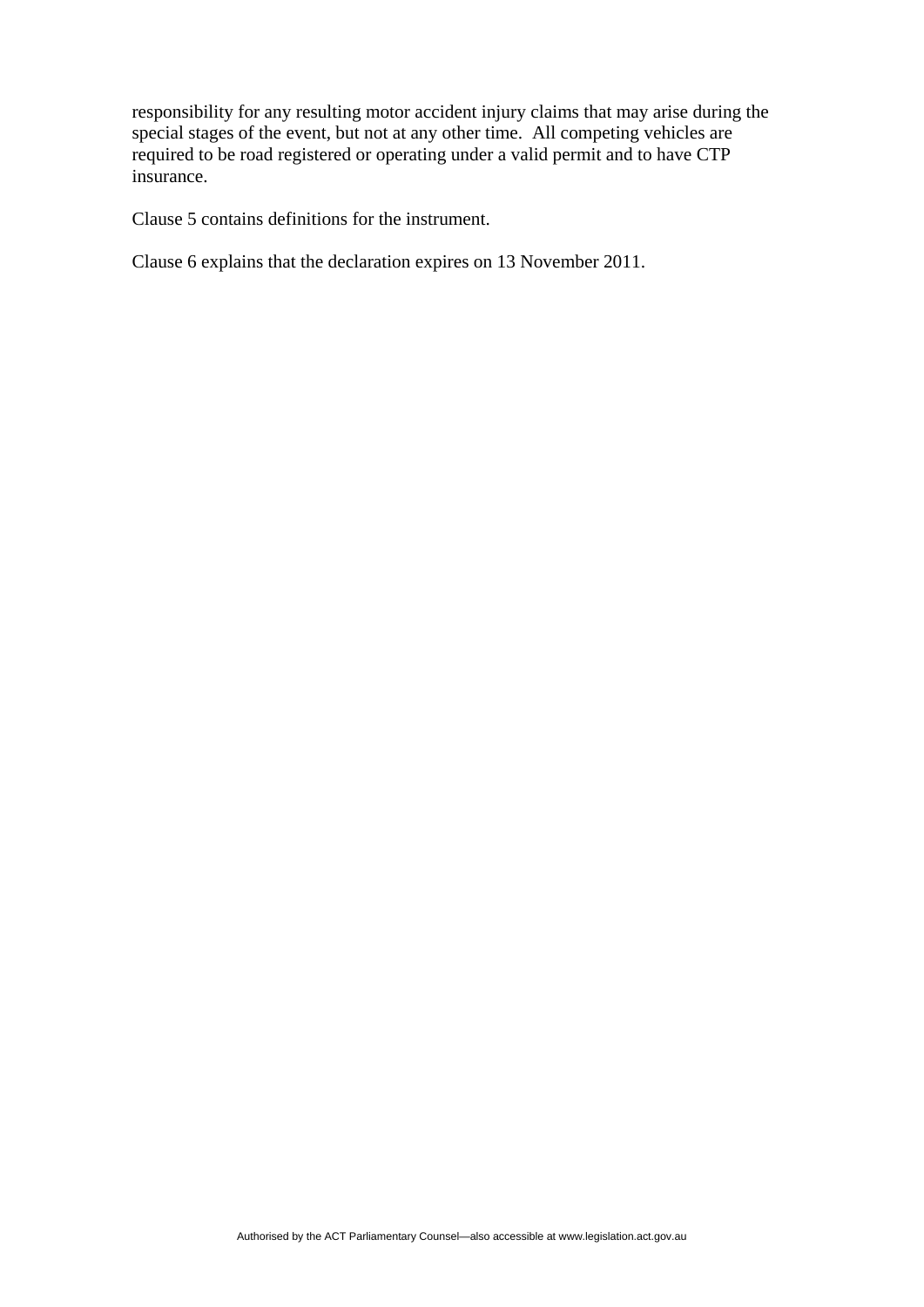responsibility for any resulting motor accident injury claims that may arise during the special stages of the event, but not at any other time. All competing vehicles are required to be road registered or operating under a valid permit and to have CTP insurance.

Clause 5 contains definitions for the instrument.

Clause 6 explains that the declaration expires on 13 November 2011.